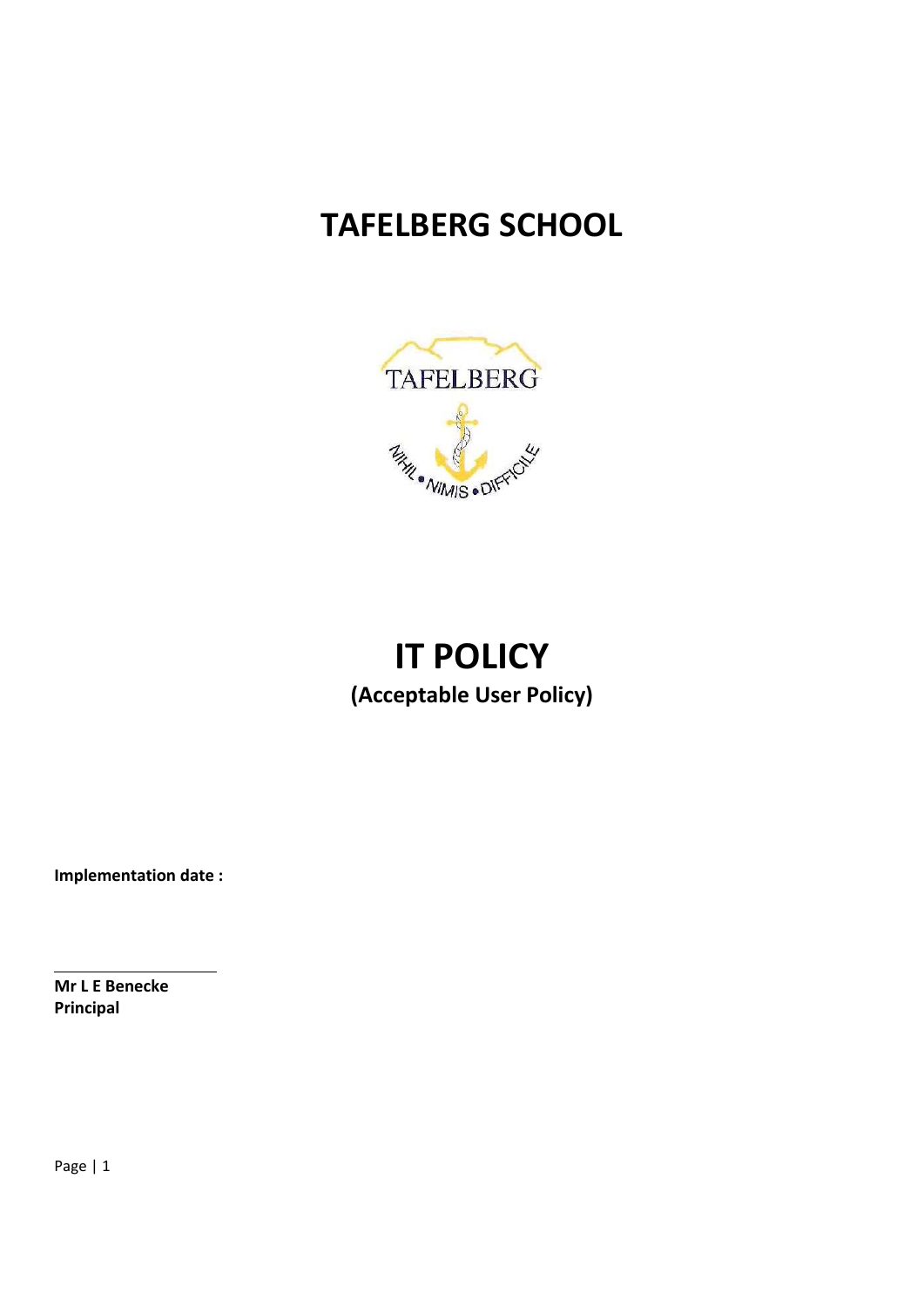# TAFELBERG SCHOOL

# IT POLICY

**(Acceptable User Policy)**

**Implementation date :**

---

**Mr L E Benecke**
**Principal**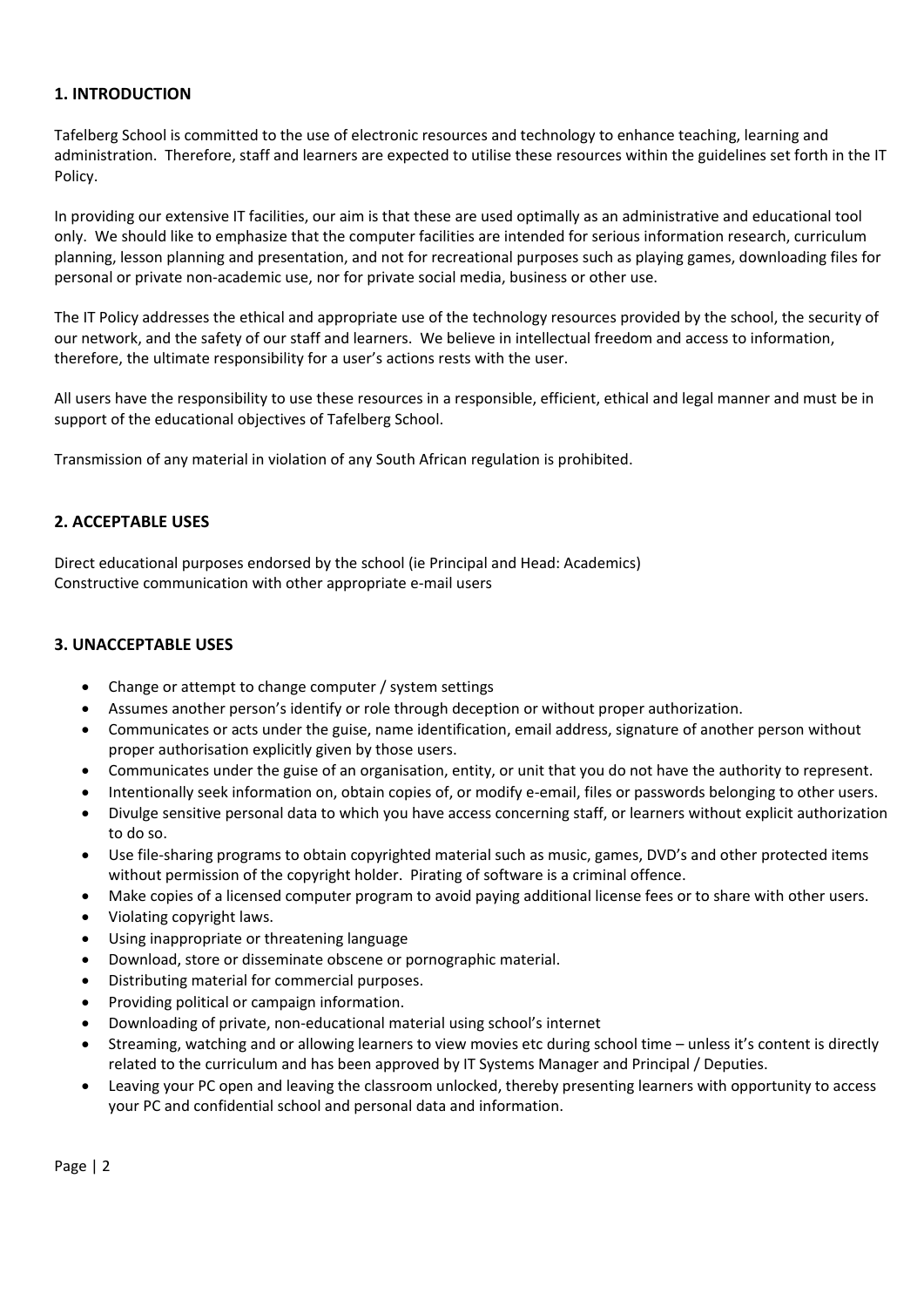## 1. INTRODUCTION

Tafelberg School is committed to the use of electronic resources and technology to enhance teaching, learning and administration. Therefore, staff and learners are expected to utilise these resources within the guidelines set forth in the IT Policy.

In providing our extensive IT facilities, our aim is that these are used optimally as an administrative and educational tool only. We should like to emphasize that the computer facilities are intended for serious information research, curriculum planning, lesson planning and presentation, and not for recreational purposes such as playing games, downloading files for personal or private non-academic use, nor for private social media, business or other use.

The IT Policy addresses the ethical and appropriate use of the technology resources provided by the school, the security of our network, and the safety of our staff and learners. We believe in intellectual freedom and access to information, therefore, the ultimate responsibility for a user's actions rests with the user.

All users have the responsibility to use these resources in a responsible, efficient, ethical and legal manner and must be in support of the educational objectives of Tafelberg School.

Transmission of any material in violation of any South African regulation is prohibited.

## 2. ACCEPTABLE USES

Direct educational purposes endorsed by the school (ie Principal and Head: Academics)
Constructive communication with other appropriate e-mail users

## 3. UNACCEPTABLE USES

- Change or attempt to change computer / system settings
- Assumes another person's identify or role through deception or without proper authorization.
- Communicates or acts under the guise, name identification, email address, signature of another person without proper authorisation explicitly given by those users.
- Communicates under the guise of an organisation, entity, or unit that you do not have the authority to represent.
- Intentionally seek information on, obtain copies of, or modify e-email, files or passwords belonging to other users.
- Divulge sensitive personal data to which you have access concerning staff, or learners without explicit authorization to do so.
- Use file-sharing programs to obtain copyrighted material such as music, games, DVD's and other protected items without permission of the copyright holder. Pirating of software is a criminal offence.
- Make copies of a licensed computer program to avoid paying additional license fees or to share with other users.
- Violating copyright laws.
- Using inappropriate or threatening language
- Download, store or disseminate obscene or pornographic material.
- Distributing material for commercial purposes.
- Providing political or campaign information.
- Downloading of private, non-educational material using school's internet
- Streaming, watching and or allowing learners to view movies etc during school time – unless it's content is directly related to the curriculum and has been approved by IT Systems Manager and Principal / Deputies.
- Leaving your PC open and leaving the classroom unlocked, thereby presenting learners with opportunity to access your PC and confidential school and personal data and information.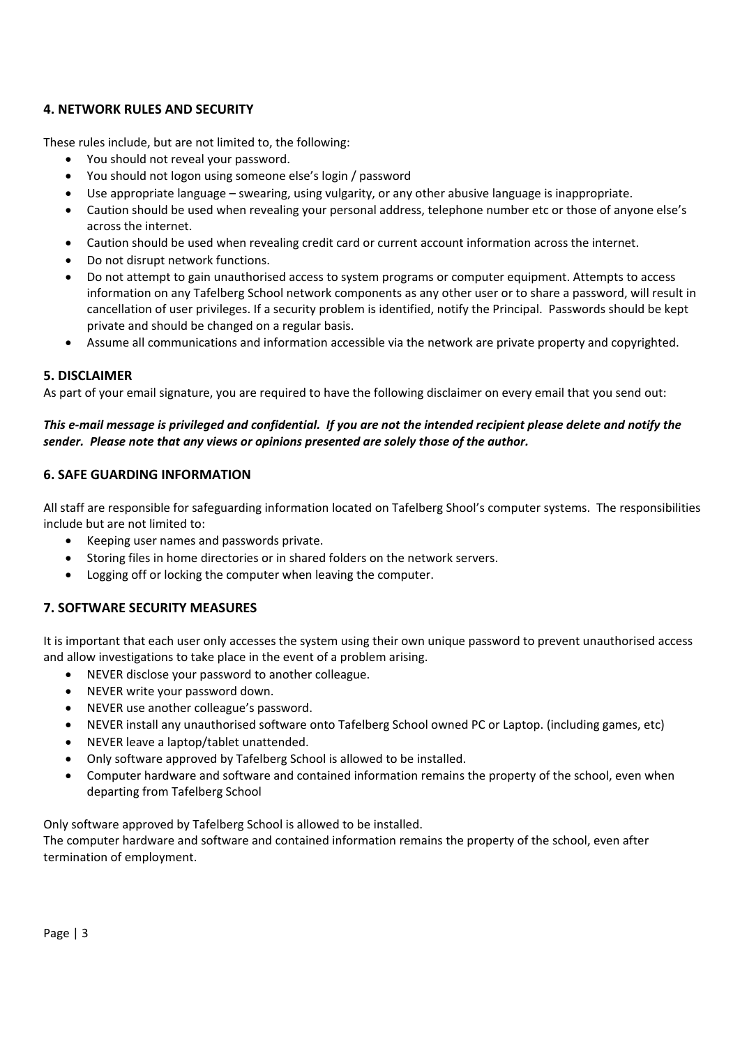## 4. NETWORK RULES AND SECURITY

These rules include, but are not limited to, the following:

- You should not reveal your password.
- You should not logon using someone else's login / password
- Use appropriate language – swearing, using vulgarity, or any other abusive language is inappropriate.
- Caution should be used when revealing your personal address, telephone number etc or those of anyone else's across the internet.
- Caution should be used when revealing credit card or current account information across the internet.
- Do not disrupt network functions.
- Do not attempt to gain unauthorised access to system programs or computer equipment. Attempts to access information on any Tafelberg School network components as any other user or to share a password, will result in cancellation of user privileges. If a security problem is identified, notify the Principal. Passwords should be kept private and should be changed on a regular basis.
- Assume all communications and information accessible via the network are private property and copyrighted.

## 5. DISCLAIMER

As part of your email signature, you are required to have the following disclaimer on every email that you send out:

***This e-mail message is privileged and confidential. If you are not the intended recipient please delete and notify the sender. Please note that any views or opinions presented are solely those of the author.***

## 6. SAFE GUARDING INFORMATION

All staff are responsible for safeguarding information located on Tafelberg Shool's computer systems. The responsibilities include but are not limited to:

- Keeping user names and passwords private.
- Storing files in home directories or in shared folders on the network servers.
- Logging off or locking the computer when leaving the computer.

## 7. SOFTWARE SECURITY MEASURES

It is important that each user only accesses the system using their own unique password to prevent unauthorised access and allow investigations to take place in the event of a problem arising.

- NEVER disclose your password to another colleague.
- NEVER write your password down.
- NEVER use another colleague's password.
- NEVER install any unauthorised software onto Tafelberg School owned PC or Laptop. (including games, etc)
- NEVER leave a laptop/tablet unattended.
- Only software approved by Tafelberg School is allowed to be installed.
- Computer hardware and software and contained information remains the property of the school, even when departing from Tafelberg School

Only software approved by Tafelberg School is allowed to be installed.
The computer hardware and software and contained information remains the property of the school, even after termination of employment.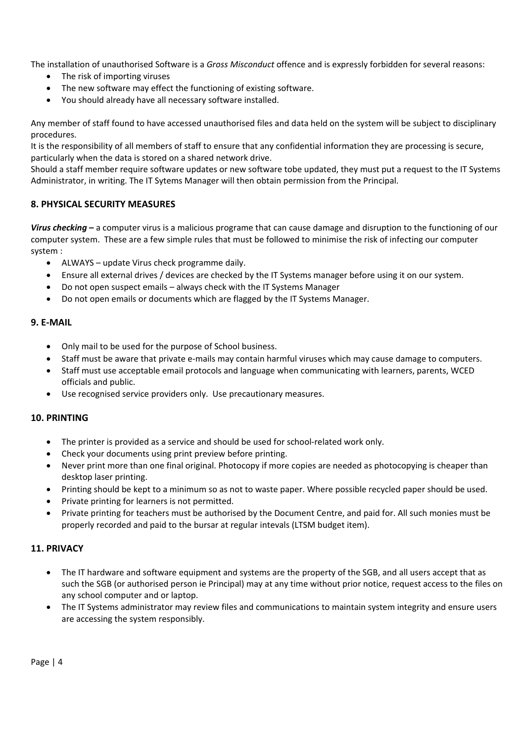The installation of unauthorised Software is a *Gross Misconduct* offence and is expressly forbidden for several reasons:

- The risk of importing viruses
- The new software may effect the functioning of existing software.
- You should already have all necessary software installed.

Any member of staff found to have accessed unauthorised files and data held on the system will be subject to disciplinary procedures.

It is the responsibility of all members of staff to ensure that any confidential information they are processing is secure, particularly when the data is stored on a shared network drive.

Should a staff member require software updates or new software tobe updated, they must put a request to the IT Systems Administrator, in writing. The IT Sytems Manager will then obtain permission from the Principal.

## 8. PHYSICAL SECURITY MEASURES

***Virus checking –*** a computer virus is a malicious programe that can cause damage and disruption to the functioning of our computer system. These are a few simple rules that must be followed to minimise the risk of infecting our computer system :

- ALWAYS – update Virus check programme daily.
- Ensure all external drives / devices are checked by the IT Systems manager before using it on our system.
- Do not open suspect emails – always check with the IT Systems Manager
- Do not open emails or documents which are flagged by the IT Systems Manager.

## 9. E-MAIL

- Only mail to be used for the purpose of School business.
- Staff must be aware that private e-mails may contain harmful viruses which may cause damage to computers.
- Staff must use acceptable email protocols and language when communicating with learners, parents, WCED officials and public.
- Use recognised service providers only. Use precautionary measures.

## 10. PRINTING

- The printer is provided as a service and should be used for school-related work only.
- Check your documents using print preview before printing.
- Never print more than one final original. Photocopy if more copies are needed as photocopying is cheaper than desktop laser printing.
- Printing should be kept to a minimum so as not to waste paper. Where possible recycled paper should be used.
- Private printing for learners is not permitted.
- Private printing for teachers must be authorised by the Document Centre, and paid for. All such monies must be properly recorded and paid to the bursar at regular intevals (LTSM budget item).

## 11. PRIVACY

- The IT hardware and software equipment and systems are the property of the SGB, and all users accept that as such the SGB (or authorised person ie Principal) may at any time without prior notice, request access to the files on any school computer and or laptop.
- The IT Systems administrator may review files and communications to maintain system integrity and ensure users are accessing the system responsibly.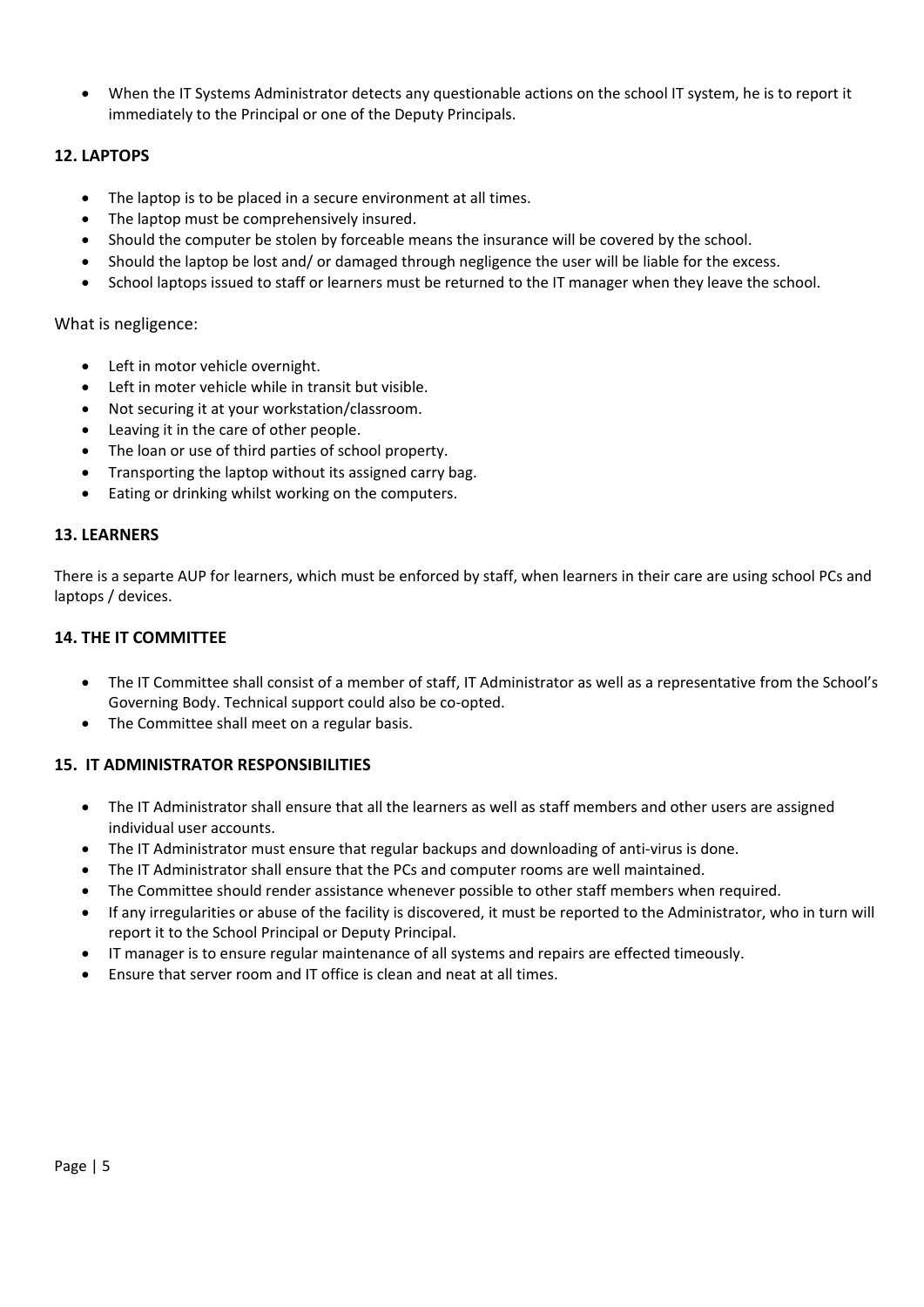- When the IT Systems Administrator detects any questionable actions on the school IT system, he is to report it immediately to the Principal or one of the Deputy Principals.

### 12. LAPTOPS

- The laptop is to be placed in a secure environment at all times.
- The laptop must be comprehensively insured.
- Should the computer be stolen by forceable means the insurance will be covered by the school.
- Should the laptop be lost and/ or damaged through negligence the user will be liable for the excess.
- School laptops issued to staff or learners must be returned to the IT manager when they leave the school.

What is negligence:

- Left in motor vehicle overnight.
- Left in moter vehicle while in transit but visible.
- Not securing it at your workstation/classroom.
- Leaving it in the care of other people.
- The loan or use of third parties of school property.
- Transporting the laptop without its assigned carry bag.
- Eating or drinking whilst working on the computers.

### 13. LEARNERS

There is a separte AUP for learners, which must be enforced by staff, when learners in their care are using school PCs and laptops / devices.

### 14. THE IT COMMITTEE

- The IT Committee shall consist of a member of staff, IT Administrator as well as a representative from the School's Governing Body. Technical support could also be co-opted.
- The Committee shall meet on a regular basis.

### 15. IT ADMINISTRATOR RESPONSIBILITIES

- The IT Administrator shall ensure that all the learners as well as staff members and other users are assigned individual user accounts.
- The IT Administrator must ensure that regular backups and downloading of anti-virus is done.
- The IT Administrator shall ensure that the PCs and computer rooms are well maintained.
- The Committee should render assistance whenever possible to other staff members when required.
- If any irregularities or abuse of the facility is discovered, it must be reported to the Administrator, who in turn will report it to the School Principal or Deputy Principal.
- IT manager is to ensure regular maintenance of all systems and repairs are effected timeously.
- Ensure that server room and IT office is clean and neat at all times.